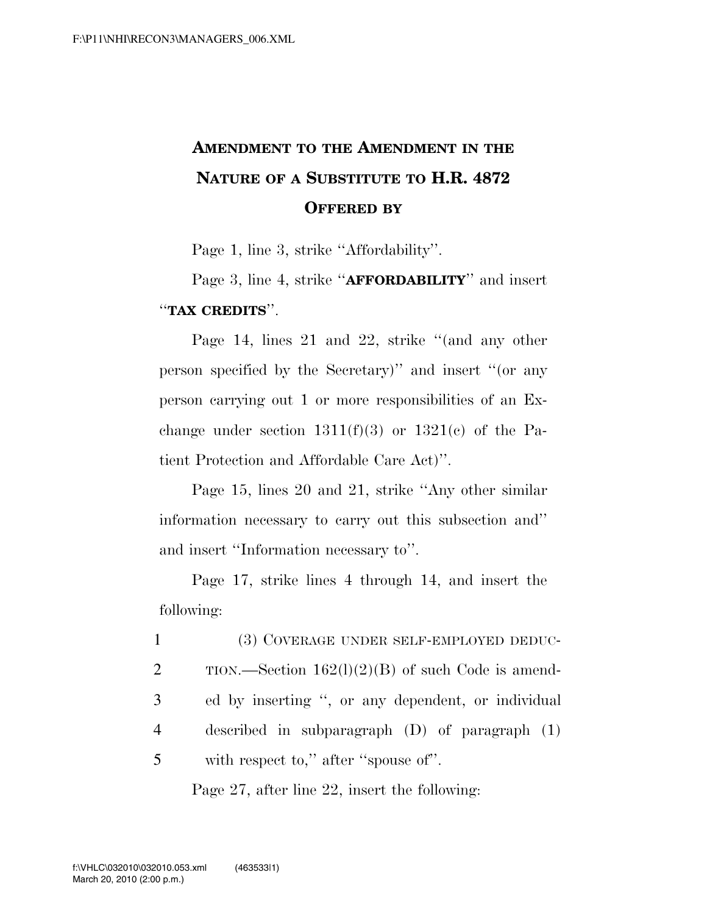# AMENDMENT TO THE AMENDMENT IN THE NATURE OF A SUBSTITUTE TO H.R. 4872

# OFFERED BY

Page 1, line 3, strike ''Affordability''.

Page 3, line 4, strike ''**AFFORDABILITY**'' and insert ''**TAX CREDITS**''.

Page 14, lines 21 and 22, strike ''(and any other person specified by the Secretary)'' and insert ''(or any person carrying out 1 or more responsibilities of an Exchange under section 1311(f)(3) or 1321(c) of the Patient Protection and Affordable Care Act)''.

Page 15, lines 20 and 21, strike ''Any other similar information necessary to carry out this subsection and'' and insert ''Information necessary to''.

Page 17, strike lines 4 through 14, and insert the following:

1 (3) COVERAGE UNDER SELF-EMPLOYED DEDUC-
2 TION.—Section 162(l)(2)(B) of such Code is amend-
3 ed by inserting '', or any dependent, or individual
4 described in subparagraph (D) of paragraph (1)
5 with respect to,'' after ''spouse of''.

Page 27, after line 22, insert the following: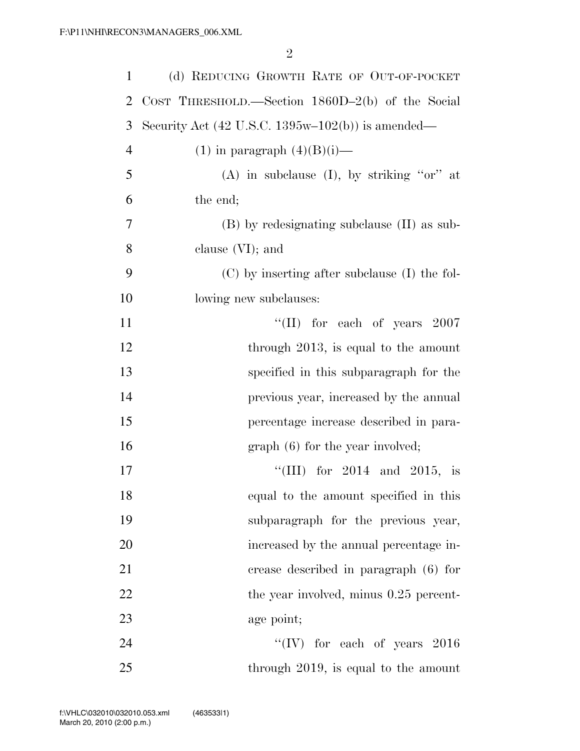(d) REDUCING GROWTH RATE OF OUT-OF-POCKET COST THRESHOLD.—Section 1860D–2(b) of the Social Security Act (42 U.S.C. 1395w–102(b)) is amended—

(1) in paragraph (4)(B)(i)—

(A) in subclause (I), by striking "or" at the end;

(B) by redesignating subclause (II) as subclause (VI); and

(C) by inserting after subclause (I) the following new subclauses:

"(II) for each of years 2007 through 2013, is equal to the amount specified in this subparagraph for the previous year, increased by the annual percentage increase described in paragraph (6) for the year involved;

"(III) for 2014 and 2015, is equal to the amount specified in this subparagraph for the previous year, increased by the annual percentage increase described in paragraph (6) for the year involved, minus 0.25 percentage point;

"(IV) for each of years 2016 through 2019, is equal to the amount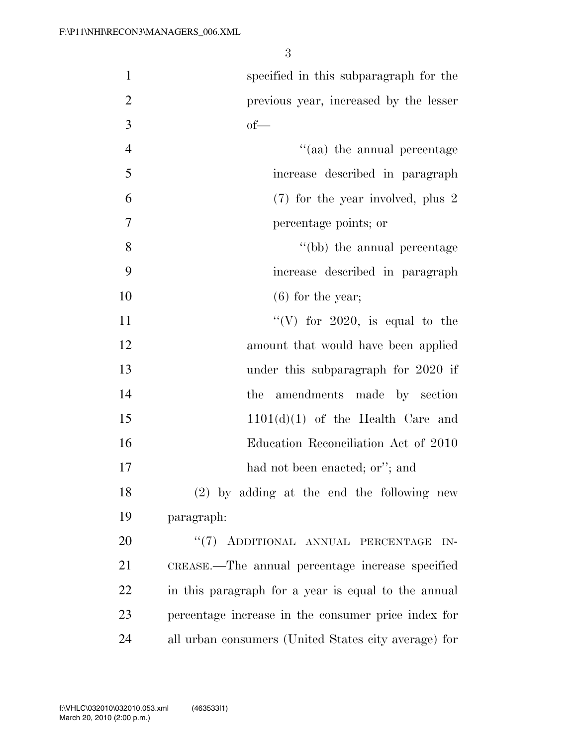specified in this subparagraph for the previous year, increased by the lesser of—

''(aa) the annual percentage increase described in paragraph (7) for the year involved, plus 2 percentage points; or

''(bb) the annual percentage increase described in paragraph (6) for the year;

''(V) for 2020, is equal to the amount that would have been applied under this subparagraph for 2020 if the amendments made by section 1101(d)(1) of the Health Care and Education Reconciliation Act of 2010 had not been enacted; or''; and

(2) by adding at the end the following new paragraph:

''(7) ADDITIONAL ANNUAL PERCENTAGE INCREASE.—The annual percentage increase specified in this paragraph for a year is equal to the annual percentage increase in the consumer price index for all urban consumers (United States city average) for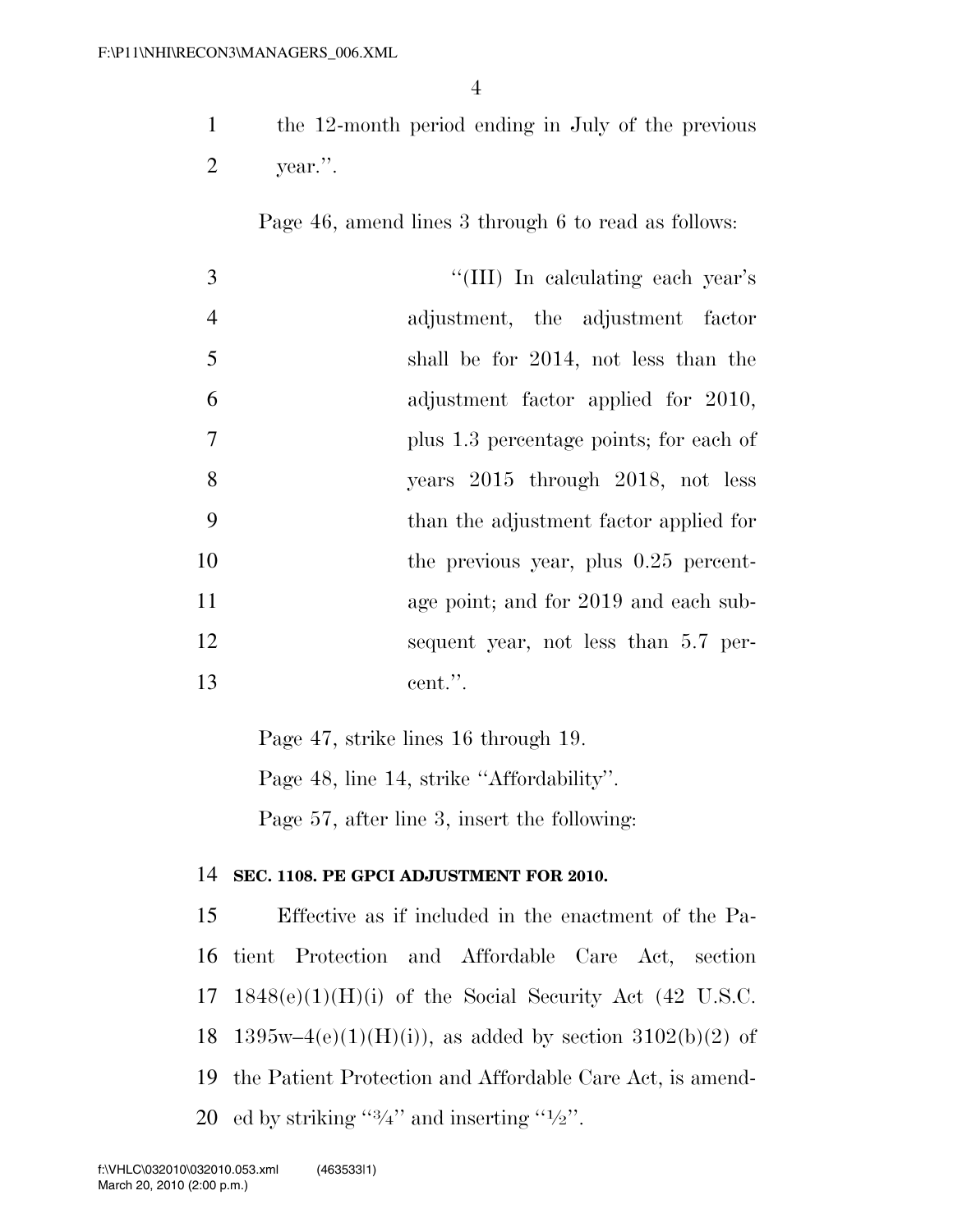the 12-month period ending in July of the previous year.''.

Page 46, amend lines 3 through 6 to read as follows:

''(III) In calculating each year's adjustment, the adjustment factor shall be for 2014, not less than the adjustment factor applied for 2010, plus 1.3 percentage points; for each of years 2015 through 2018, not less than the adjustment factor applied for the previous year, plus 0.25 percentage point; and for 2019 and each subsequent year, not less than 5.7 percent.''.

Page 47, strike lines 16 through 19.

Page 48, line 14, strike ''Affordability''.

Page 57, after line 3, insert the following:

**SEC. 1108. PE GPCI ADJUSTMENT FOR 2010.**

Effective as if included in the enactment of the Patient Protection and Affordable Care Act, section 1848(e)(1)(H)(i) of the Social Security Act (42 U.S.C. 1395w–4(e)(1)(H)(i)), as added by section 3102(b)(2) of the Patient Protection and Affordable Care Act, is amended by striking ''¾'' and inserting ''½''.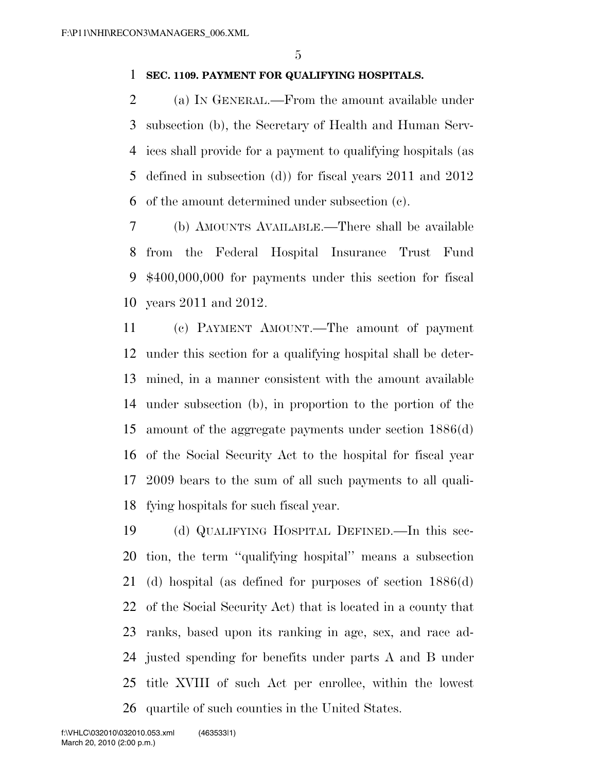**SEC. 1109. PAYMENT FOR QUALIFYING HOSPITALS.**

(a) IN GENERAL.—From the amount available under subsection (b), the Secretary of Health and Human Services shall provide for a payment to qualifying hospitals (as defined in subsection (d)) for fiscal years 2011 and 2012 of the amount determined under subsection (c).

(b) AMOUNTS AVAILABLE.—There shall be available from the Federal Hospital Insurance Trust Fund $400,000,000 for payments under this section for fiscal years 2011 and 2012.

(c) PAYMENT AMOUNT.—The amount of payment under this section for a qualifying hospital shall be determined, in a manner consistent with the amount available under subsection (b), in proportion to the portion of the amount of the aggregate payments under section 1886(d) of the Social Security Act to the hospital for fiscal year 2009 bears to the sum of all such payments to all qualifying hospitals for such fiscal year.

(d) QUALIFYING HOSPITAL DEFINED.—In this section, the term "qualifying hospital" means a subsection (d) hospital (as defined for purposes of section 1886(d) of the Social Security Act) that is located in a county that ranks, based upon its ranking in age, sex, and race adjusted spending for benefits under parts A and B under title XVIII of such Act per enrollee, within the lowest quartile of such counties in the United States.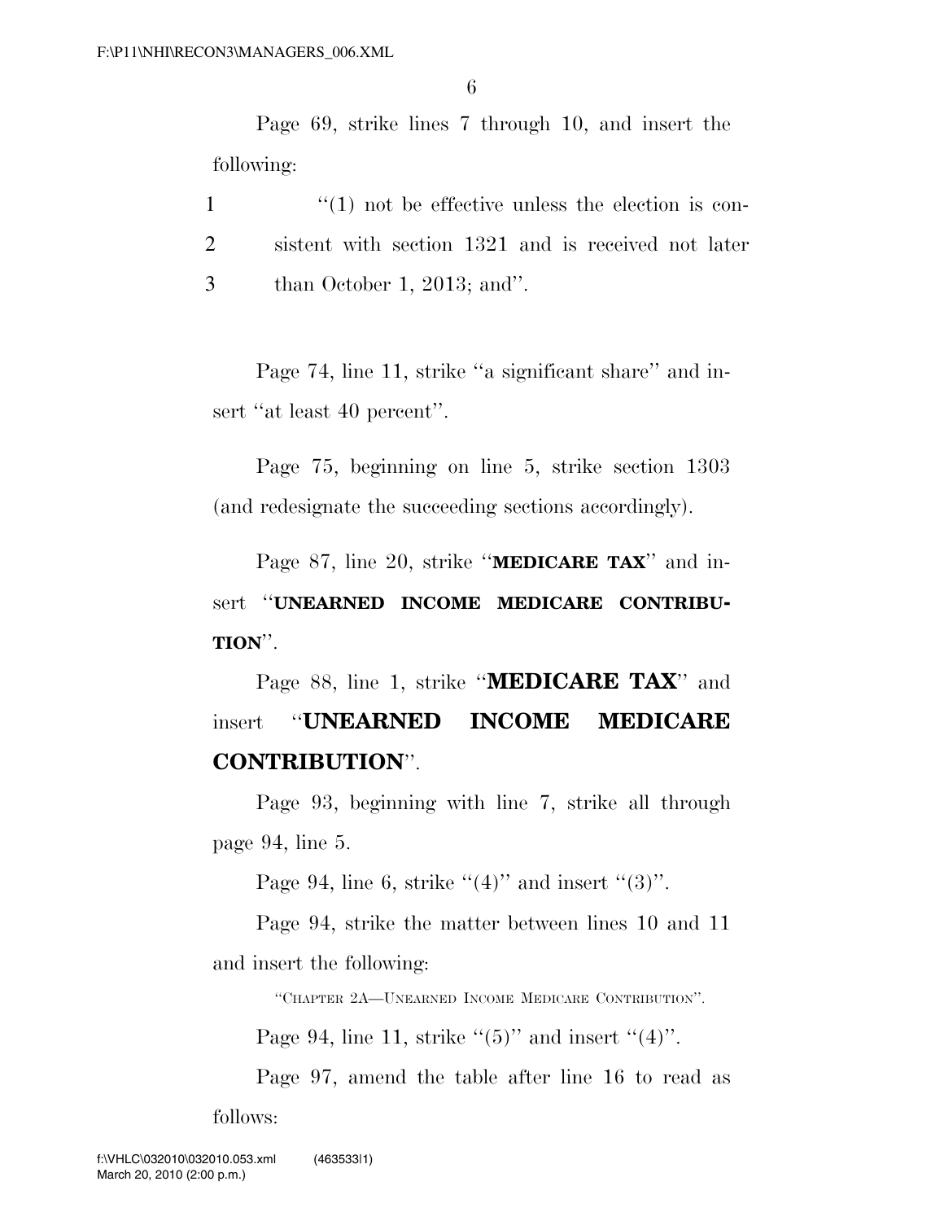Page 69, strike lines 7 through 10, and insert the following:

1 "(1) not be effective unless the election is con-
2 sistent with section 1321 and is received not later
3 than October 1, 2013; and".

Page 74, line 11, strike "a significant share" and insert "at least 40 percent".

Page 75, beginning on line 5, strike section 1303 (and redesignate the succeeding sections accordingly).

Page 87, line 20, strike "**MEDICARE TAX**" and insert "**UNEARNED INCOME MEDICARE CONTRIBUTION**".

Page 88, line 1, strike "**MEDICARE TAX**" and insert "**UNEARNED INCOME MEDICARE CONTRIBUTION**".

Page 93, beginning with line 7, strike all through page 94, line 5.

Page 94, line 6, strike "(4)" and insert "(3)".

Page 94, strike the matter between lines 10 and 11 and insert the following:

"CHAPTER 2A—UNEARNED INCOME MEDICARE CONTRIBUTION".

Page 94, line 11, strike "(5)" and insert "(4)".

Page 97, amend the table after line 16 to read as follows: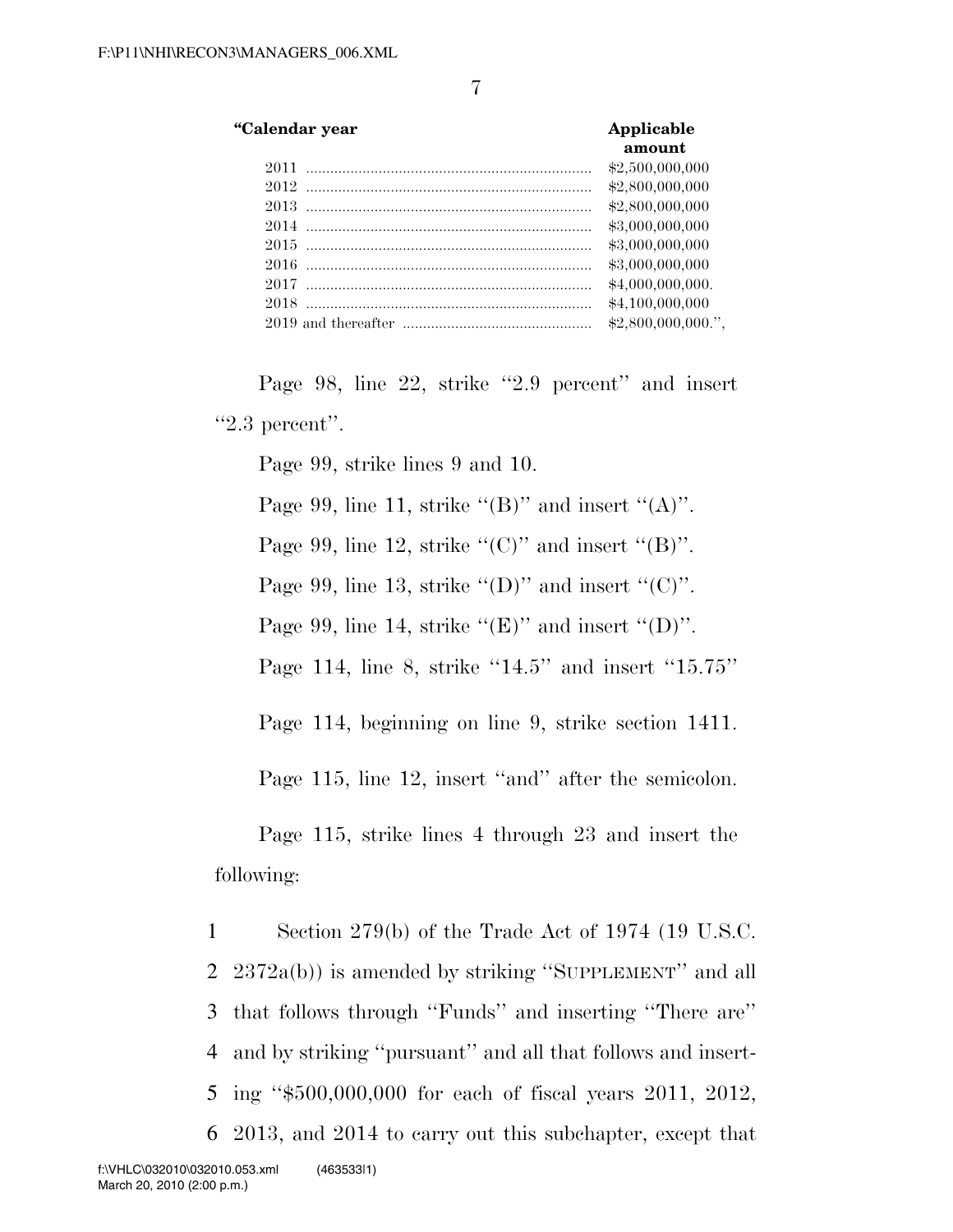| "Calendar year | Applicable amount |
|---|---|
| 2011 | $2,500,000,000 |
| 2012 | $2,800,000,000 |
| 2013 | $2,800,000,000 |
| 2014 | $3,000,000,000 |
| 2015 | $3,000,000,000 |
| 2016 | $3,000,000,000 |
| 2017 | $4,000,000,000. |
| 2018 | $4,100,000,000 |
| 2019 and thereafter | $2,800,000,000.", |

Page 98, line 22, strike "2.9 percent" and insert "2.3 percent".

Page 99, strike lines 9 and 10.

Page 99, line 11, strike "(B)" and insert "(A)".

Page 99, line 12, strike "(C)" and insert "(B)".

Page 99, line 13, strike "(D)" and insert "(C)".

Page 99, line 14, strike "(E)" and insert "(D)".

Page 114, line 8, strike "14.5" and insert "15.75"

Page 114, beginning on line 9, strike section 1411.

Page 115, line 12, insert "and" after the semicolon.

Page 115, strike lines 4 through 23 and insert the following:

1 Section 279(b) of the Trade Act of 1974 (19 U.S.C.
2 2372a(b)) is amended by striking "SUPPLEMENT" and all
3 that follows through "Funds" and inserting "There are"
4 and by striking "pursuant" and all that follows and insert-
5 ing "$500,000,000 for each of fiscal years 2011, 2012,
6 2013, and 2014 to carry out this subchapter, except that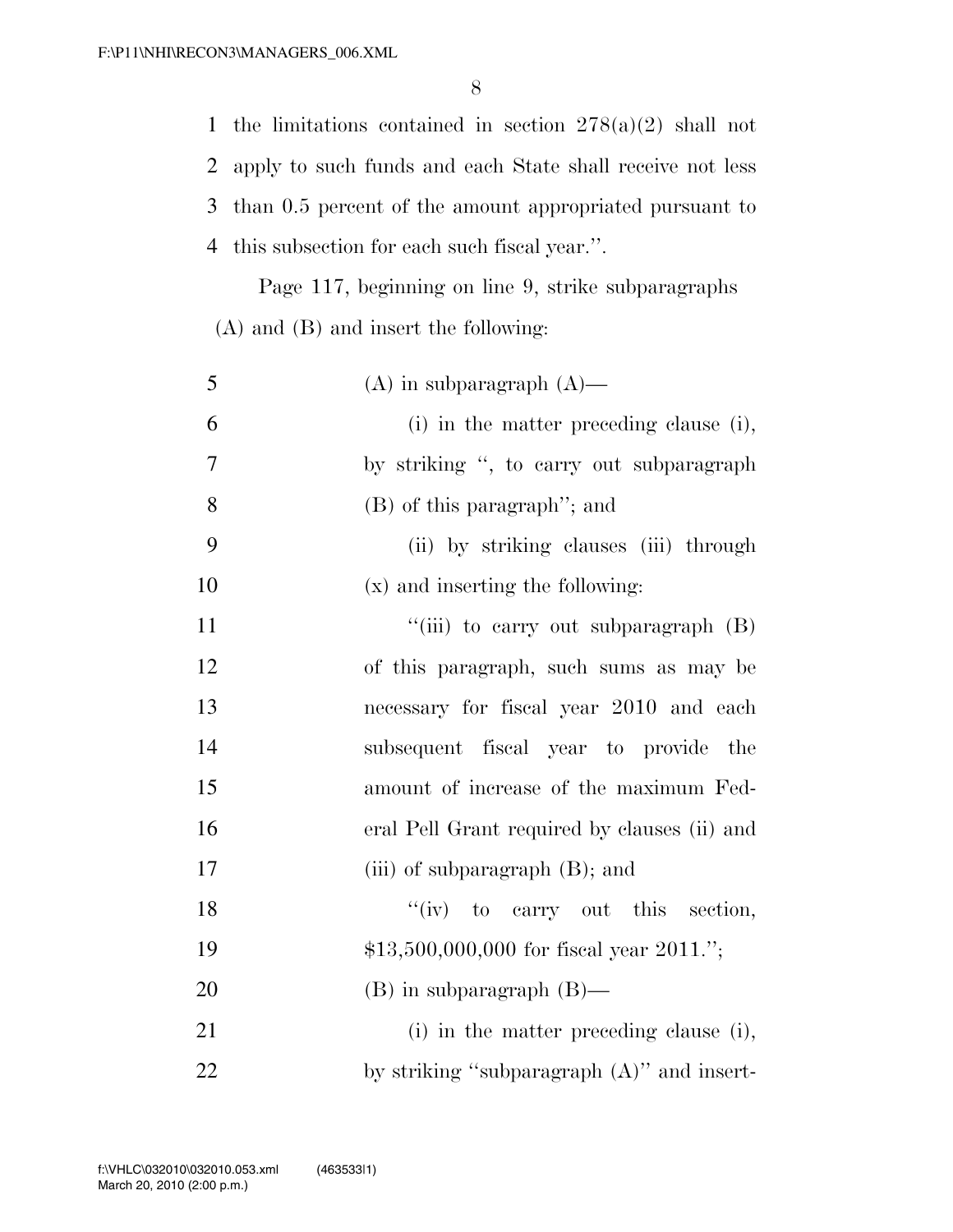the limitations contained in section 278(a)(2) shall not apply to such funds and each State shall receive not less than 0.5 percent of the amount appropriated pursuant to this subsection for each such fiscal year.''.

Page 117, beginning on line 9, strike subparagraphs (A) and (B) and insert the following:

(A) in subparagraph (A)—

(i) in the matter preceding clause (i), by striking '', to carry out subparagraph (B) of this paragraph''; and

(ii) by striking clauses (iii) through (x) and inserting the following:

''(iii) to carry out subparagraph (B) of this paragraph, such sums as may be necessary for fiscal year 2010 and each subsequent fiscal year to provide the amount of increase of the maximum Federal Pell Grant required by clauses (ii) and (iii) of subparagraph (B); and

''(iv) to carry out this section, $13,500,000,000 for fiscal year 2011.'';

(B) in subparagraph (B)—

(i) in the matter preceding clause (i), by striking ''subparagraph (A)'' and insert-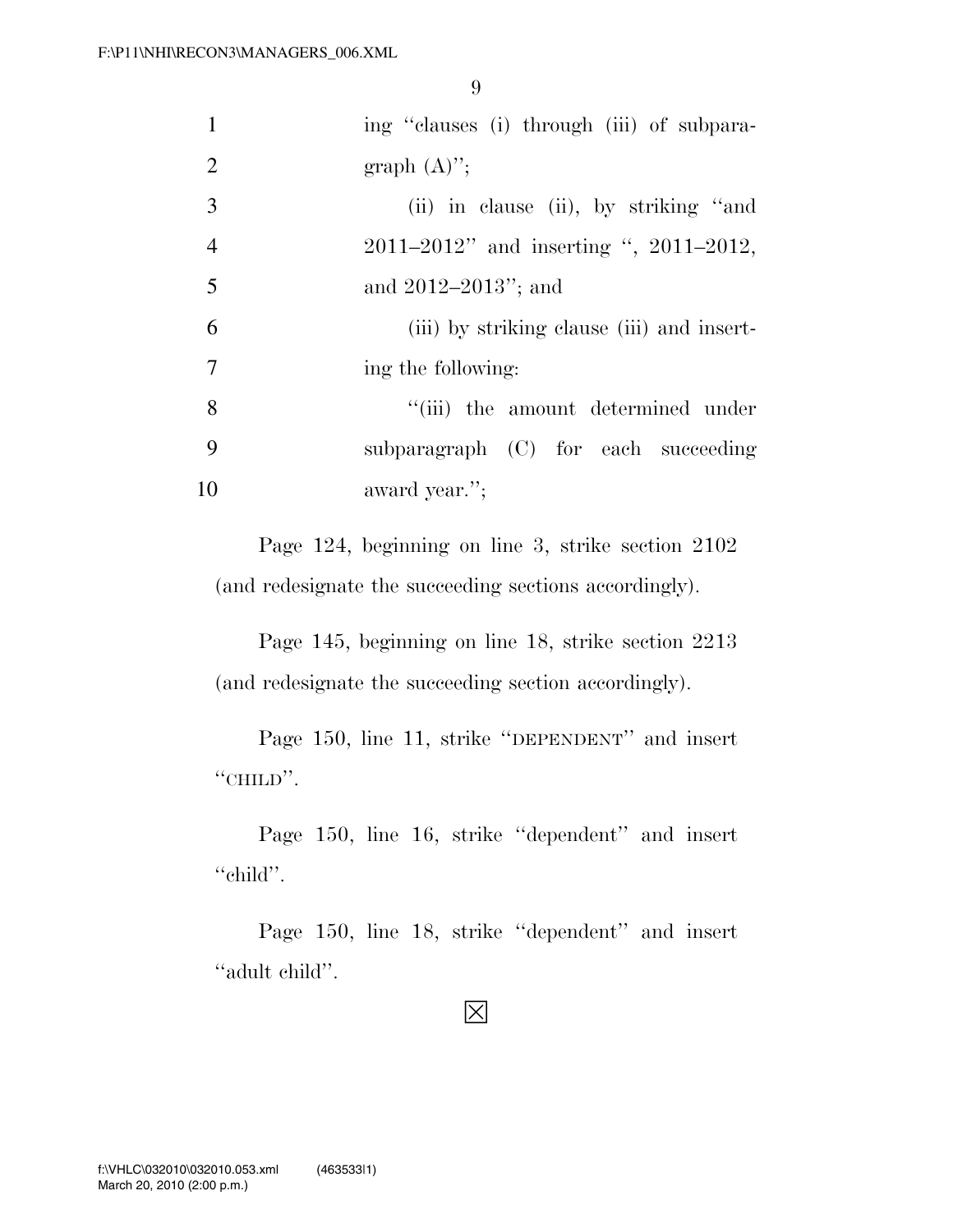ing "clauses (i) through (iii) of subparagraph (A)";

(ii) in clause (ii), by striking "and 2011–2012" and inserting ", 2011–2012, and 2012–2013"; and

(iii) by striking clause (iii) and inserting the following:

"(iii) the amount determined under subparagraph (C) for each succeeding award year.";

Page 124, beginning on line 3, strike section 2102 (and redesignate the succeeding sections accordingly).

Page 145, beginning on line 18, strike section 2213 (and redesignate the succeeding section accordingly).

Page 150, line 11, strike "DEPENDENT" and insert "CHILD".

Page 150, line 16, strike "dependent" and insert "child".

Page 150, line 18, strike "dependent" and insert "adult child".

☒